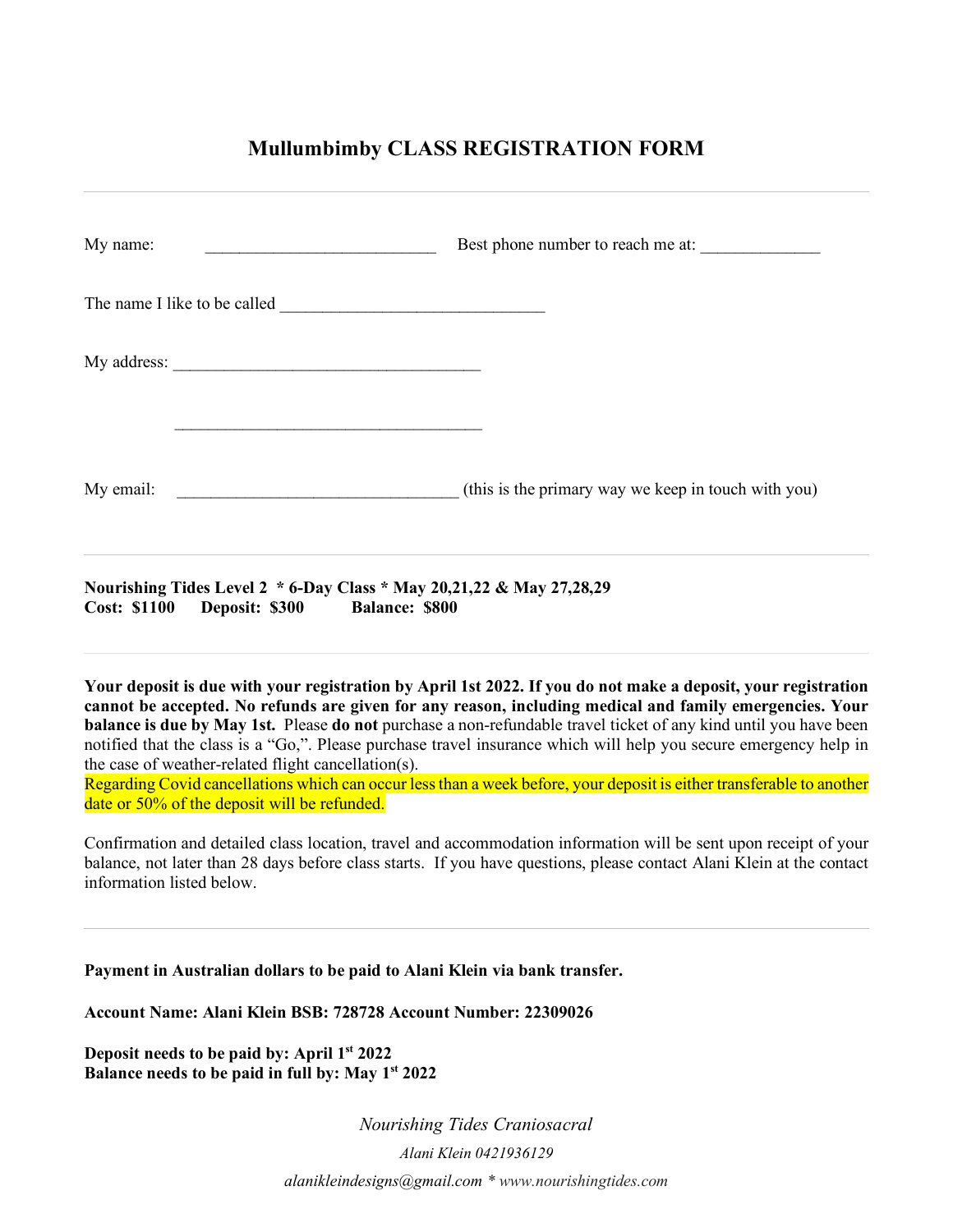# Mullumbimby CLASS REGISTRATION FORM

---

My name: ___________________________ Best phone number to reach me at: ______________

The name I like to be called ______________________________

My address: ___________________________________

___________________________________

My email: ________________________________ (this is the primary way we keep in touch with you)

---

**Nourishing Tides Level 2 * 6-Day Class * May 20,21,22 & May 27,28,29**
**Cost: $1100 Deposit: $300 Balance: $800**

---

**Your deposit is due with your registration by April 1st 2022. If you do not make a deposit, your registration cannot be accepted. No refunds are given for any reason, including medical and family emergencies. Your balance is due by May 1st.** Please **do not** purchase a non-refundable travel ticket of any kind until you have been notified that the class is a "Go,". Please purchase travel insurance which will help you secure emergency help in the case of weather-related flight cancellation(s).
Regarding Covid cancellations which can occur less than a week before, your deposit is either transferable to another date or 50% of the deposit will be refunded.

Confirmation and detailed class location, travel and accommodation information will be sent upon receipt of your balance, not later than 28 days before class starts. If you have questions, please contact Alani Klein at the contact information listed below.

---

**Payment in Australian dollars to be paid to Alani Klein via bank transfer.**

**Account Name: Alani Klein BSB: 728728 Account Number: 22309026**

**Deposit needs to be paid by: April 1st 2022**
**Balance needs to be paid in full by: May 1st 2022**

*Nourishing Tides Craniosacral*

*Alani Klein 0421936129*

*alanikleindesigns@gmail.com * www.nourishingtides.com*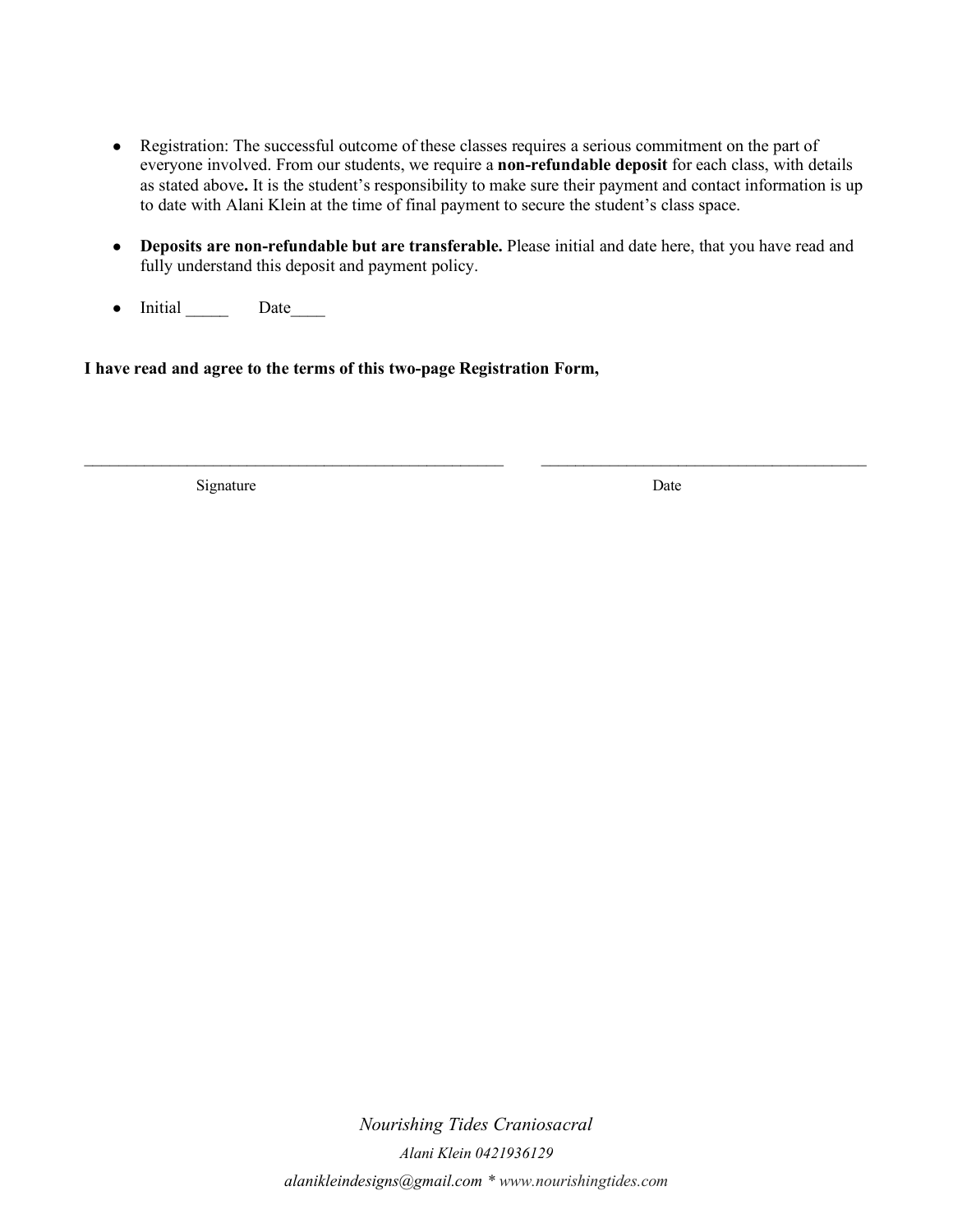- Registration: The successful outcome of these classes requires a serious commitment on the part of everyone involved. From our students, we require a **non-refundable deposit** for each class, with details as stated above**.** It is the student's responsibility to make sure their payment and contact information is up to date with Alani Klein at the time of final payment to secure the student's class space.

- **Deposits are non-refundable but are transferable.** Please initial and date here, that you have read and fully understand this deposit and payment policy.

- Initial _____ Date____

**I have read and agree to the terms of this two-page Registration Form,**

_____________________________________________________ _________________________________________

Signature Date

*Nourishing Tides Craniosacral*

*Alani Klein 0421936129*

*alanikleindesigns@gmail.com * www.nourishingtides.com*